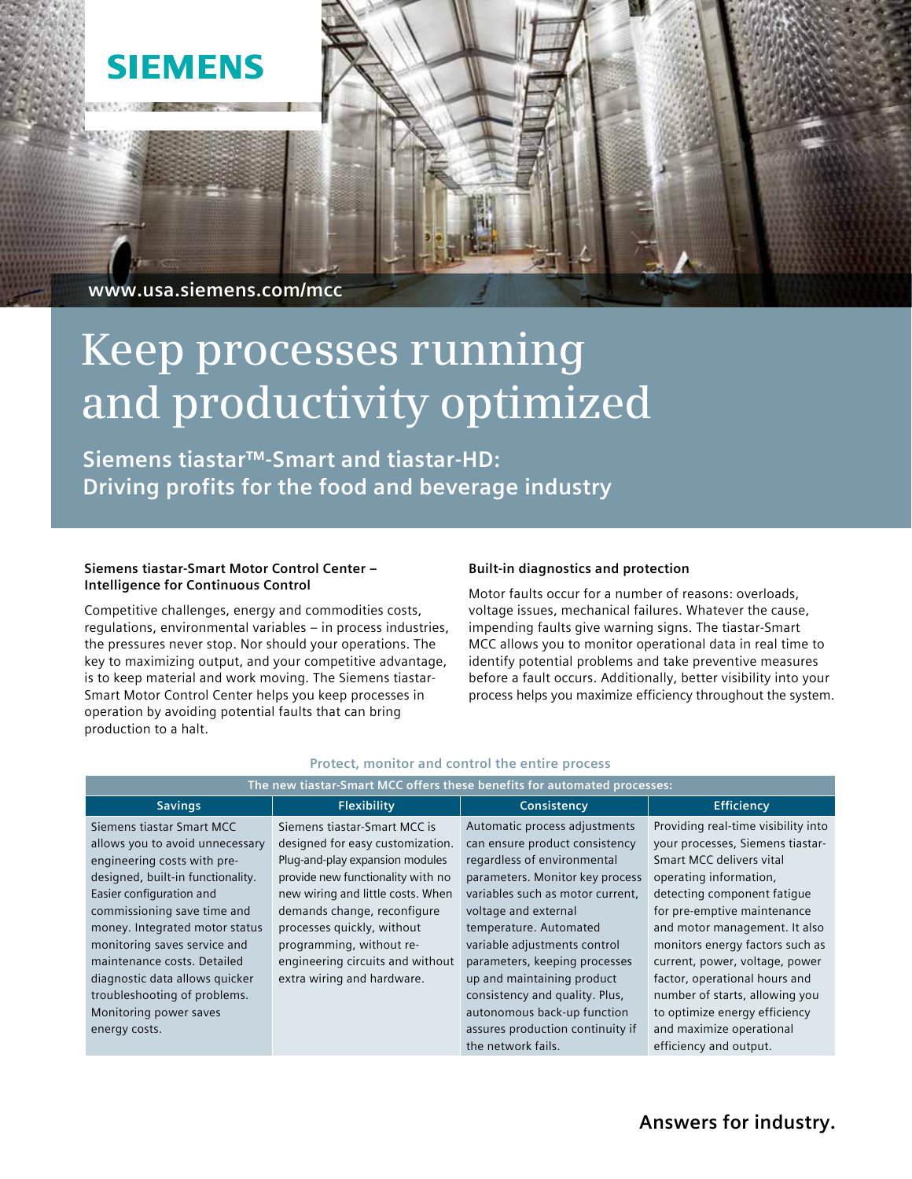SIEMENS

www.usa.siemens.com/mcc

# Keep processes running and productivity optimized

## Siemens tiastar™-Smart and tiastar-HD: Driving profits for the food and beverage industry

### Siemens tiastar-Smart Motor Control Center – Intelligence for Continuous Control

Competitive challenges, energy and commodities costs, regulations, environmental variables – in process industries, the pressures never stop. Nor should your operations. The key to maximizing output, and your competitive advantage, is to keep material and work moving. The Siemens tiastar-Smart Motor Control Center helps you keep processes in operation by avoiding potential faults that can bring production to a halt.

### Built-in diagnostics and protection

Motor faults occur for a number of reasons: overloads, voltage issues, mechanical failures. Whatever the cause, impending faults give warning signs. The tiastar-Smart MCC allows you to monitor operational data in real time to identify potential problems and take preventive measures before a fault occurs. Additionally, better visibility into your process helps you maximize efficiency throughout the system.

**Protect, monitor and control the entire process**

The new tiastar-Smart MCC offers these benefits for automated processes:

| Savings | Flexibility | Consistency | Efficiency |
|---|---|---|---|
| Siemens tiastar Smart MCC allows you to avoid unnecessary engineering costs with pre-designed, built-in functionality. Easier configuration and commissioning save time and money. Integrated motor status monitoring saves service and maintenance costs. Detailed diagnostic data allows quicker troubleshooting of problems. Monitoring power saves energy costs. | Siemens tiastar-Smart MCC is designed for easy customization. Plug-and-play expansion modules provide new functionality with no new wiring and little costs. When demands change, reconfigure processes quickly, without programming, without re-engineering circuits and without extra wiring and hardware. | Automatic process adjustments can ensure product consistency regardless of environmental parameters. Monitor key process variables such as motor current, voltage and external temperature. Automated variable adjustments control parameters, keeping processes up and maintaining product consistency and quality. Plus, autonomous back-up function assures production continuity if the network fails. | Providing real-time visibility into your processes, Siemens tiastar-Smart MCC delivers vital operating information, detecting component fatigue for pre-emptive maintenance and motor management. It also monitors energy factors such as current, power, voltage, power factor, operational hours and number of starts, allowing you to optimize energy efficiency and maximize operational efficiency and output. |

**Answers for industry.**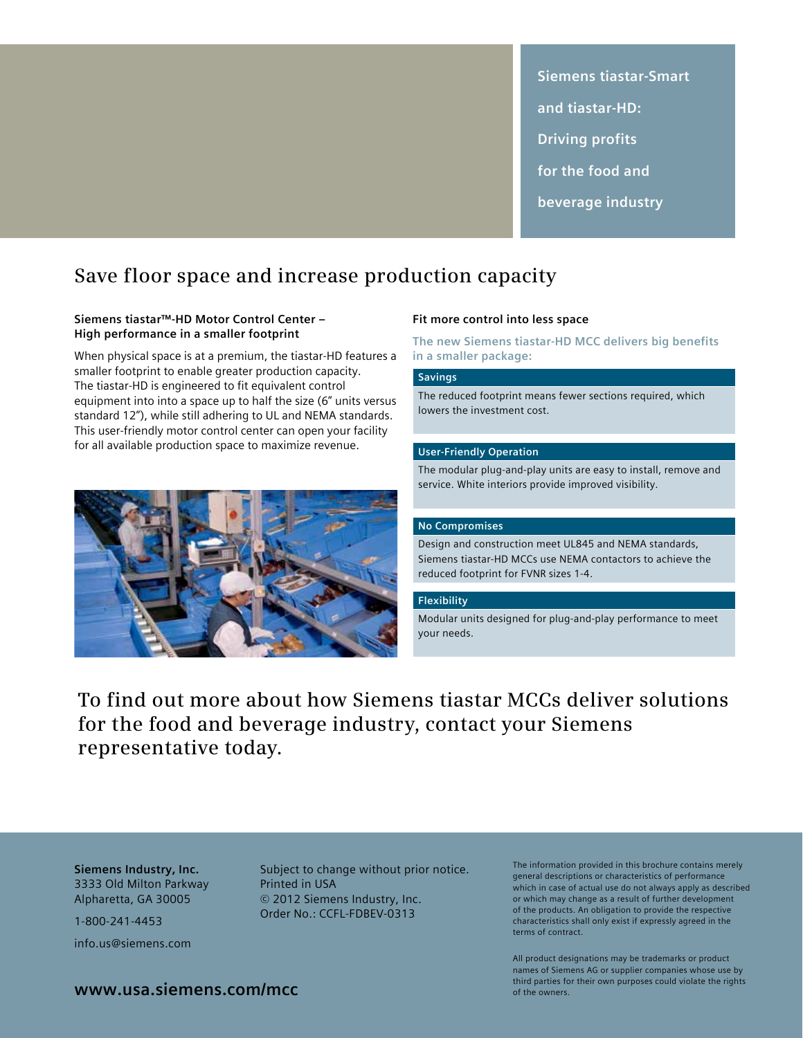Siemens tiastar-Smart and tiastar-HD: Driving profits for the food and beverage industry

## Save floor space and increase production capacity

**Siemens tiastar™-HD Motor Control Center – High performance in a smaller footprint**

When physical space is at a premium, the tiastar-HD features a smaller footprint to enable greater production capacity. The tiastar-HD is engineered to fit equivalent control equipment into into a space up to half the size (6" units versus standard 12"), while still adhering to UL and NEMA standards. This user-friendly motor control center can open your facility for all available production space to maximize revenue.

**Fit more control into less space**

The new Siemens tiastar-HD MCC delivers big benefits in a smaller package:

**Savings**

The reduced footprint means fewer sections required, which lowers the investment cost.

**User-Friendly Operation**

The modular plug-and-play units are easy to install, remove and service. White interiors provide improved visibility.

**No Compromises**

Design and construction meet UL845 and NEMA standards, Siemens tiastar-HD MCCs use NEMA contactors to achieve the reduced footprint for FVNR sizes 1-4.

**Flexibility**

Modular units designed for plug-and-play performance to meet your needs.

## To find out more about how Siemens tiastar MCCs deliver solutions for the food and beverage industry, contact your Siemens representative today.

**Siemens Industry, Inc.**
3333 Old Milton Parkway
Alpharetta, GA 30005

1-800-241-4453

info.us@siemens.com

**www.usa.siemens.com/mcc**

Subject to change without prior notice.
Printed in USA
© 2012 Siemens Industry, Inc.
Order No.: CCFL-FDBEV-0313

The information provided in this brochure contains merely general descriptions or characteristics of performance which in case of actual use do not always apply as described or which may change as a result of further development of the products. An obligation to provide the respective characteristics shall only exist if expressly agreed in the terms of contract.

All product designations may be trademarks or product names of Siemens AG or supplier companies whose use by third parties for their own purposes could violate the rights of the owners.